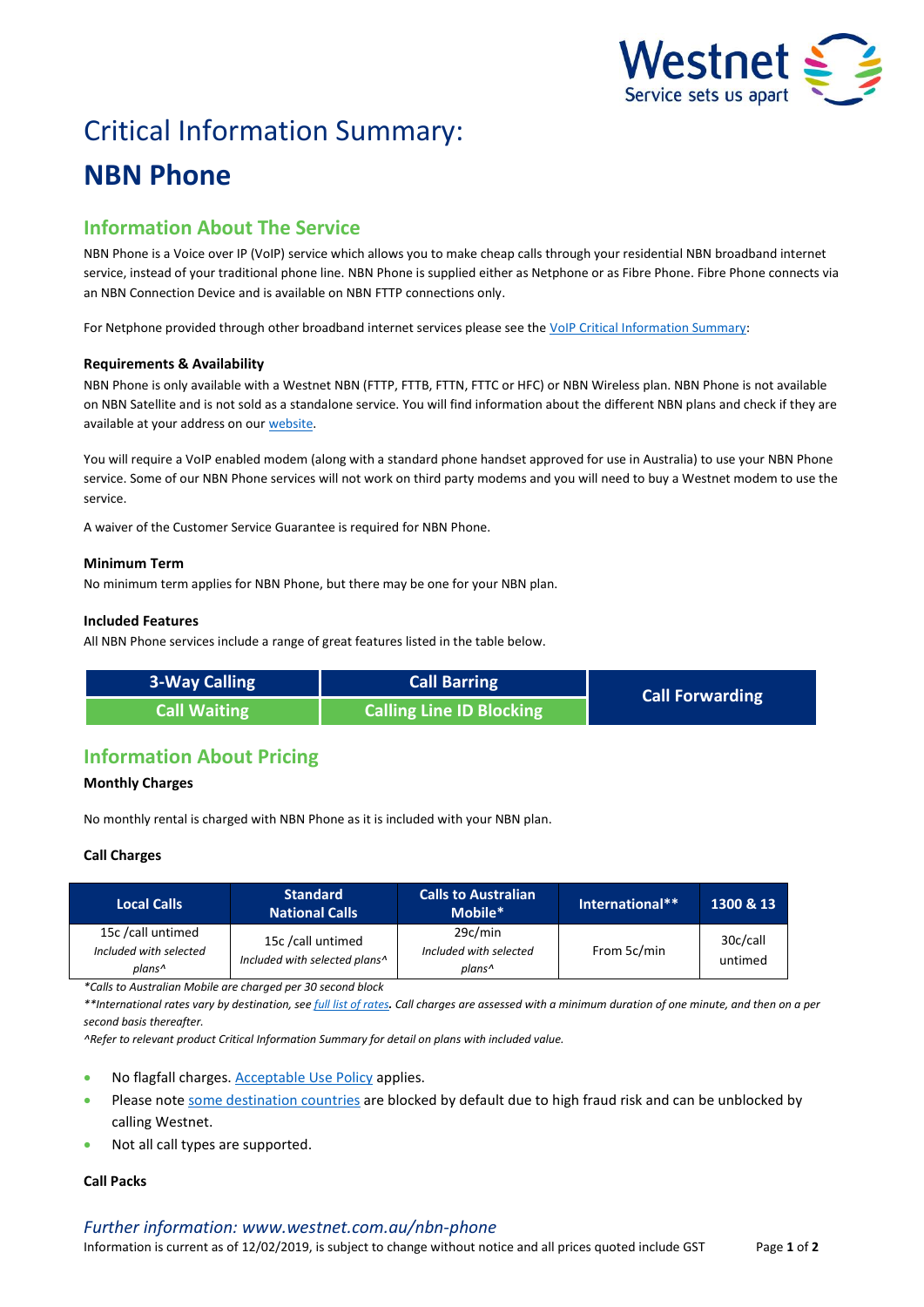# Critical Information Summary:

# NBN Phone

## Information About The Service

NBN Phone is a Voice over IP (VoIP) service which allows you to make cheap calls through your residential NBN broadband internet service, instead of your traditional phone line. NBN Phone is supplied either as Netphone or as Fibre Phone. Fibre Phone connects via an NBN Connection Device and is available on NBN FTTP connections only.

For Netphone provided through other broadband internet services please see the VoIP Critical Information Summary:

### Requirements & Availability

NBN Phone is only available with a Westnet NBN (FTTP, FTTB, FTTN, FTTC or HFC) or NBN Wireless plan. NBN Phone is not available on NBN Satellite and is not sold as a standalone service. You will find information about the different NBN plans and check if they are available at your address on our website.

You will require a VoIP enabled modem (along with a standard phone handset approved for use in Australia) to use your NBN Phone service. Some of our NBN Phone services will not work on third party modems and you will need to buy a Westnet modem to use the service.

A waiver of the Customer Service Guarantee is required for NBN Phone.

### Minimum Term

No minimum term applies for NBN Phone, but there may be one for your NBN plan.

### Included Features

All NBN Phone services include a range of great features listed in the table below.

| 3-Way Calling | Call Barring | Call Forwarding |
|---|---|---|
| Call Waiting | Calling Line ID Blocking | |

## Information About Pricing

### Monthly Charges

No monthly rental is charged with NBN Phone as it is included with your NBN plan.

### Call Charges

| Local Calls | Standard National Calls | Calls to Australian Mobile* | International** | 1300 & 13 |
|---|---|---|---|---|
| 15c /call untimed *Included with selected plans^* | 15c /call untimed *Included with selected plans^* | 29c/min *Included with selected plans^* | From 5c/min | 30c/call untimed |

*\*Calls to Australian Mobile are charged per 30 second block*

*\*\*International rates vary by destination, see full list of rates. Call charges are assessed with a minimum duration of one minute, and then on a per second basis thereafter.*

*^Refer to relevant product Critical Information Summary for detail on plans with included value.*

- No flagfall charges. Acceptable Use Policy applies.
- Please note some destination countries are blocked by default due to high fraud risk and can be unblocked by calling Westnet.
- Not all call types are supported.

### Call Packs

*Further information: www.westnet.com.au/nbn-phone*

Information is current as of 12/02/2019, is subject to change without notice and all prices quoted include GST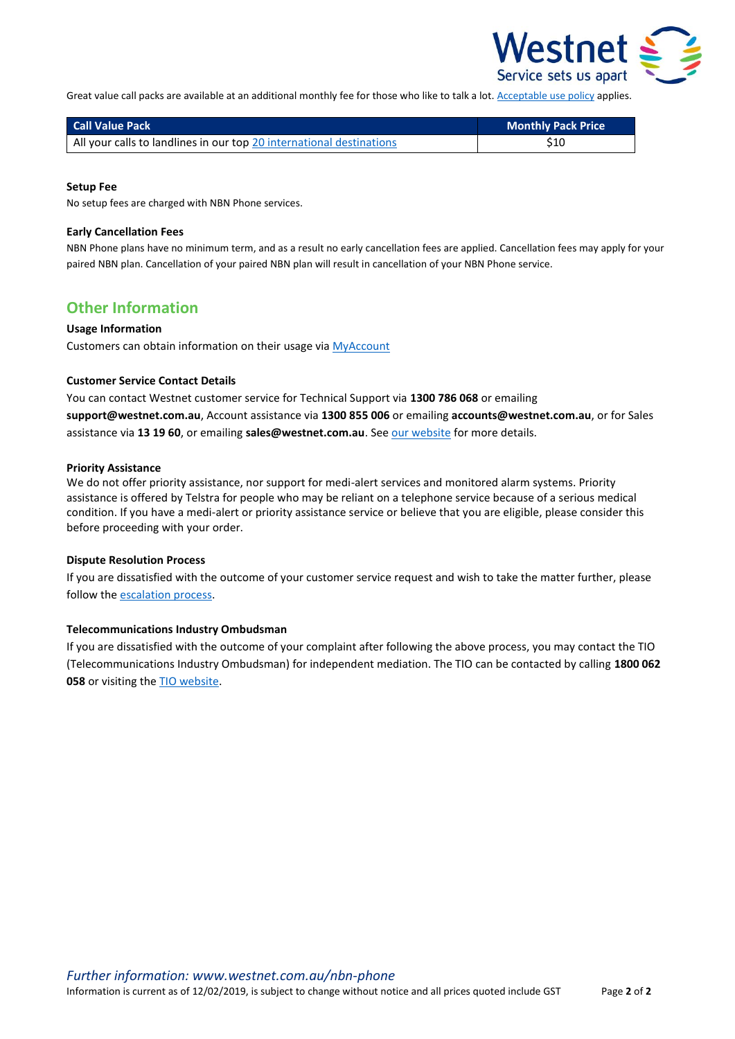Great value call packs are available at an additional monthly fee for those who like to talk a lot. Acceptable use policy applies.

| Call Value Pack | Monthly Pack Price |
|---|---|
| All your calls to landlines in our top 20 international destinations | $10 |

**Setup Fee**

No setup fees are charged with NBN Phone services.

**Early Cancellation Fees**

NBN Phone plans have no minimum term, and as a result no early cancellation fees are applied. Cancellation fees may apply for your paired NBN plan. Cancellation of your paired NBN plan will result in cancellation of your NBN Phone service.

## Other Information

**Usage Information**

Customers can obtain information on their usage via MyAccount

**Customer Service Contact Details**

You can contact Westnet customer service for Technical Support via **1300 786 068** or emailing **support@westnet.com.au**, Account assistance via **1300 855 006** or emailing **accounts@westnet.com.au**, or for Sales assistance via **13 19 60**, or emailing **sales@westnet.com.au**. See our website for more details.

**Priority Assistance**

We do not offer priority assistance, nor support for medi-alert services and monitored alarm systems. Priority assistance is offered by Telstra for people who may be reliant on a telephone service because of a serious medical condition. If you have a medi-alert or priority assistance service or believe that you are eligible, please consider this before proceeding with your order.

**Dispute Resolution Process**

If you are dissatisfied with the outcome of your customer service request and wish to take the matter further, please follow the escalation process.

**Telecommunications Industry Ombudsman**

If you are dissatisfied with the outcome of your complaint after following the above process, you may contact the TIO (Telecommunications Industry Ombudsman) for independent mediation. The TIO can be contacted by calling **1800 062 058** or visiting the TIO website.

*Further information: www.westnet.com.au/nbn-phone*

Information is current as of 12/02/2019, is subject to change without notice and all prices quoted include GST